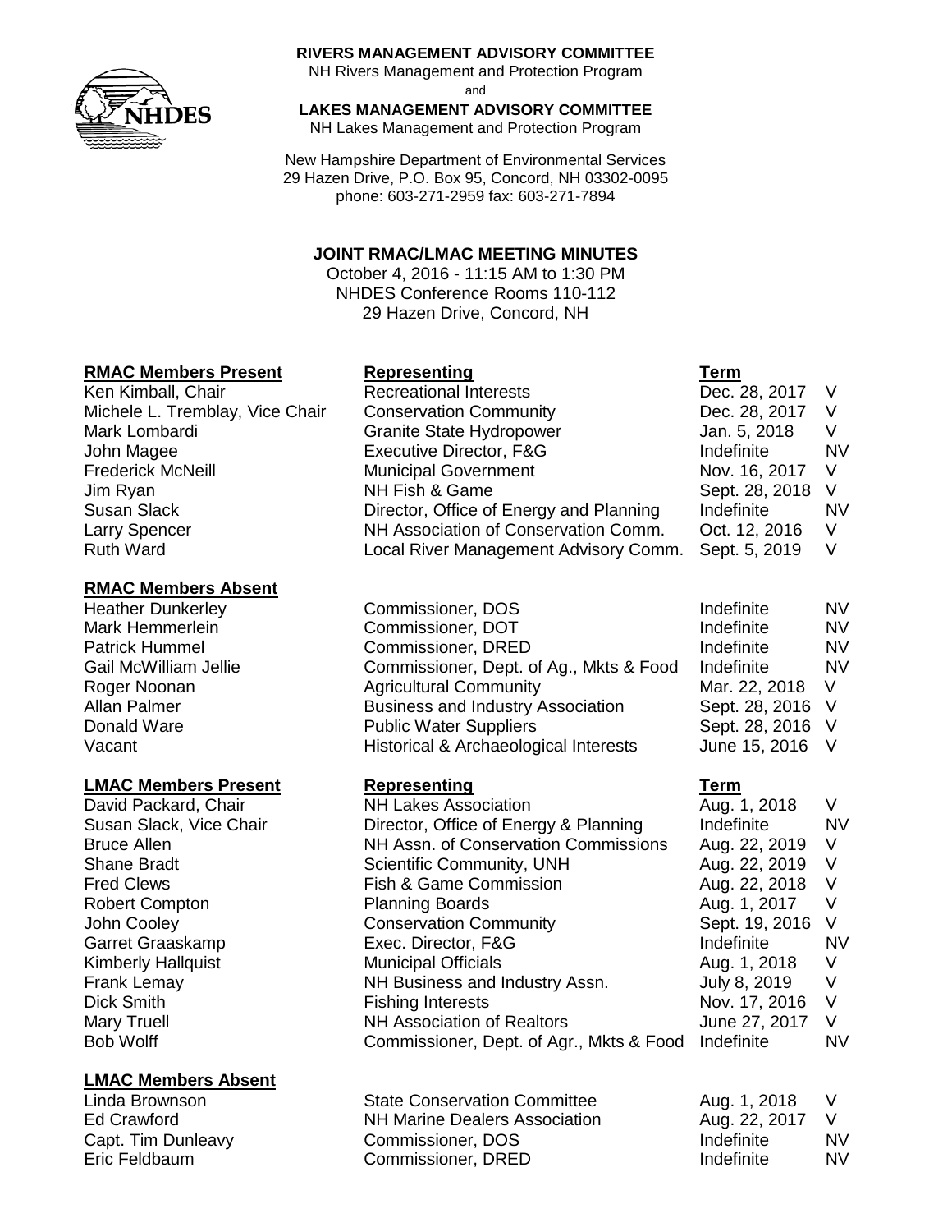**RIVERS MANAGEMENT ADVISORY COMMITTEE**
NH Rivers Management and Protection Program
and
**LAKES MANAGEMENT ADVISORY COMMITTEE**
NH Lakes Management and Protection Program

New Hampshire Department of Environmental Services
29 Hazen Drive, P.O. Box 95, Concord, NH 03302-0095
phone: 603-271-2959 fax: 603-271-7894

# JOINT RMAC/LMAC MEETING MINUTES

October 4, 2016 - 11:15 AM to 1:30 PM
NHDES Conference Rooms 110-112
29 Hazen Drive, Concord, NH

| RMAC Members Present | Representing | Term | |
|---|---|---|---|
| Ken Kimball, Chair | Recreational Interests | Dec. 28, 2017 | V |
| Michele L. Tremblay, Vice Chair | Conservation Community | Dec. 28, 2017 | V |
| Mark Lombardi | Granite State Hydropower | Jan. 5, 2018 | V |
| John Magee | Executive Director, F&G | Indefinite | NV |
| Frederick McNeill | Municipal Government | Nov. 16, 2017 | V |
| Jim Ryan | NH Fish & Game | Sept. 28, 2018 | V |
| Susan Slack | Director, Office of Energy and Planning | Indefinite | NV |
| Larry Spencer | NH Association of Conservation Comm. | Oct. 12, 2016 | V |
| Ruth Ward | Local River Management Advisory Comm. | Sept. 5, 2019 | V |

| RMAC Members Absent | | | |
|---|---|---|---|
| Heather Dunkerley | Commissioner, DOS | Indefinite | NV |
| Mark Hemmerlein | Commissioner, DOT | Indefinite | NV |
| Patrick Hummel | Commissioner, DRED | Indefinite | NV |
| Gail McWilliam Jellie | Commissioner, Dept. of Ag., Mkts & Food | Indefinite | NV |
| Roger Noonan | Agricultural Community | Mar. 22, 2018 | V |
| Allan Palmer | Business and Industry Association | Sept. 28, 2016 | V |
| Donald Ware | Public Water Suppliers | Sept. 28, 2016 | V |
| Vacant | Historical & Archaeological Interests | June 15, 2016 | V |

| LMAC Members Present | Representing | Term | |
|---|---|---|---|
| David Packard, Chair | NH Lakes Association | Aug. 1, 2018 | V |
| Susan Slack, Vice Chair | Director, Office of Energy & Planning | Indefinite | NV |
| Bruce Allen | NH Assn. of Conservation Commissions | Aug. 22, 2019 | V |
| Shane Bradt | Scientific Community, UNH | Aug. 22, 2019 | V |
| Fred Clews | Fish & Game Commission | Aug. 22, 2018 | V |
| Robert Compton | Planning Boards | Aug. 1, 2017 | V |
| John Cooley | Conservation Community | Sept. 19, 2016 | V |
| Garret Graaskamp | Exec. Director, F&G | Indefinite | NV |
| Kimberly Hallquist | Municipal Officials | Aug. 1, 2018 | V |
| Frank Lemay | NH Business and Industry Assn. | July 8, 2019 | V |
| Dick Smith | Fishing Interests | Nov. 17, 2016 | V |
| Mary Truell | NH Association of Realtors | June 27, 2017 | V |
| Bob Wolff | Commissioner, Dept. of Agr., Mkts & Food | Indefinite | NV |

| LMAC Members Absent | | | |
|---|---|---|---|
| Linda Brownson | State Conservation Committee | Aug. 1, 2018 | V |
| Ed Crawford | NH Marine Dealers Association | Aug. 22, 2017 | V |
| Capt. Tim Dunleavy | Commissioner, DOS | Indefinite | NV |
| Eric Feldbaum | Commissioner, DRED | Indefinite | NV |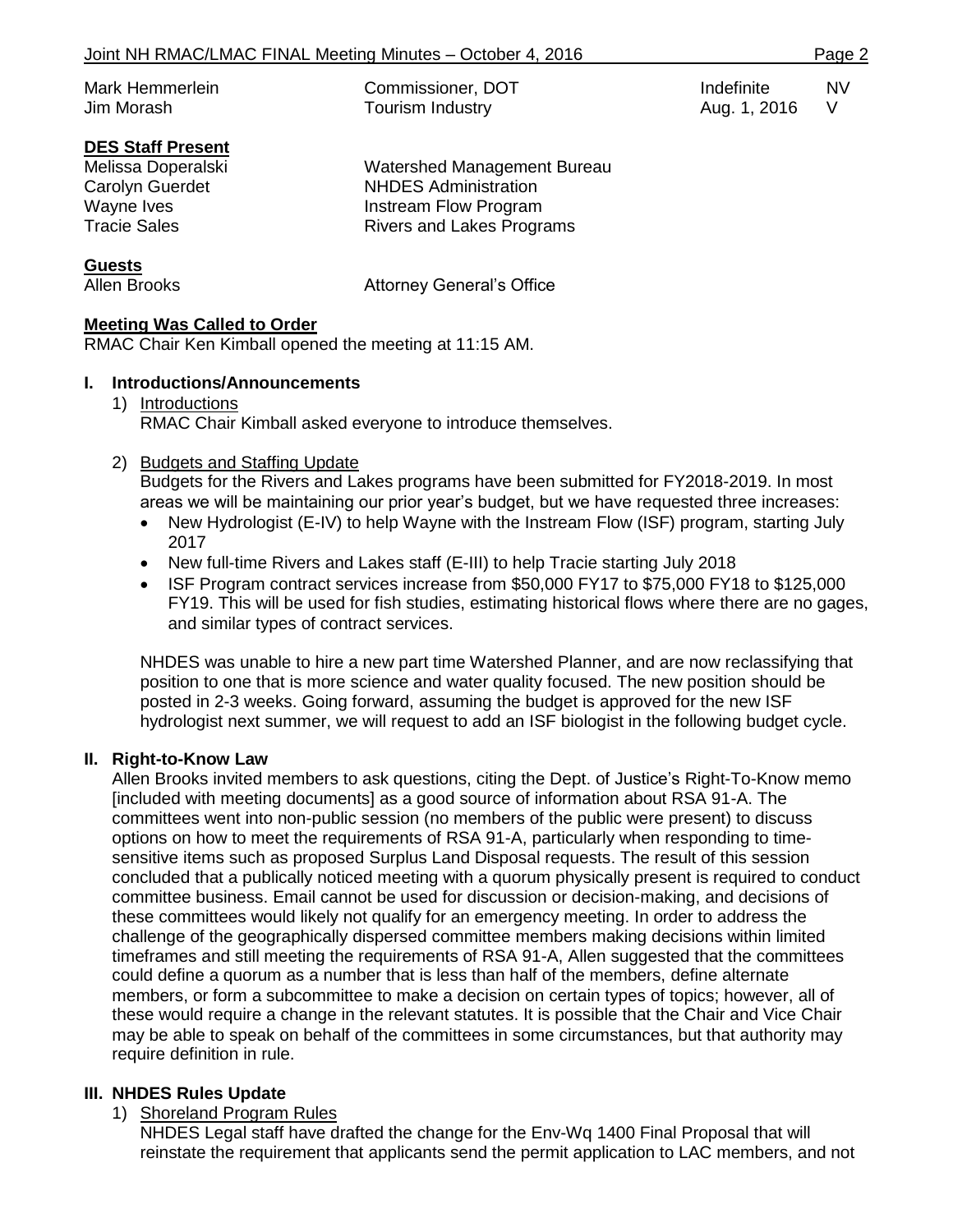| | | | |
|---|---|---|---|
| Mark Hemmerlein | Commissioner, DOT | Indefinite | NV |
| Jim Morash | Tourism Industry | Aug. 1, 2016 | V |

**DES Staff Present**

| | |
|---|---|
| Melissa Doperalski | Watershed Management Bureau |
| Carolyn Guerdet | NHDES Administration |
| Wayne Ives | Instream Flow Program |
| Tracie Sales | Rivers and Lakes Programs |

**Guests**

| | |
|---|---|
| Allen Brooks | Attorney General's Office |

**Meeting Was Called to Order**

RMAC Chair Ken Kimball opened the meeting at 11:15 AM.

## I. Introductions/Announcements

1) Introductions

   RMAC Chair Kimball asked everyone to introduce themselves.

2) Budgets and Staffing Update

   Budgets for the Rivers and Lakes programs have been submitted for FY2018-2019. In most areas we will be maintaining our prior year's budget, but we have requested three increases:

   - New Hydrologist (E-IV) to help Wayne with the Instream Flow (ISF) program, starting July 2017
   - New full-time Rivers and Lakes staff (E-III) to help Tracie starting July 2018
   - ISF Program contract services increase from $50,000 FY17 to $75,000 FY18 to $125,000 FY19. This will be used for fish studies, estimating historical flows where there are no gages, and similar types of contract services.

   NHDES was unable to hire a new part time Watershed Planner, and are now reclassifying that position to one that is more science and water quality focused. The new position should be posted in 2-3 weeks. Going forward, assuming the budget is approved for the new ISF hydrologist next summer, we will request to add an ISF biologist in the following budget cycle.

## II. Right-to-Know Law

Allen Brooks invited members to ask questions, citing the Dept. of Justice's Right-To-Know memo [included with meeting documents] as a good source of information about RSA 91-A. The committees went into non-public session (no members of the public were present) to discuss options on how to meet the requirements of RSA 91-A, particularly when responding to time-sensitive items such as proposed Surplus Land Disposal requests. The result of this session concluded that a publically noticed meeting with a quorum physically present is required to conduct committee business. Email cannot be used for discussion or decision-making, and decisions of these committees would likely not qualify for an emergency meeting. In order to address the challenge of the geographically dispersed committee members making decisions within limited timeframes and still meeting the requirements of RSA 91-A, Allen suggested that the committees could define a quorum as a number that is less than half of the members, define alternate members, or form a subcommittee to make a decision on certain types of topics; however, all of these would require a change in the relevant statutes. It is possible that the Chair and Vice Chair may be able to speak on behalf of the committees in some circumstances, but that authority may require definition in rule.

## III. NHDES Rules Update

1) Shoreland Program Rules

   NHDES Legal staff have drafted the change for the Env-Wq 1400 Final Proposal that will reinstate the requirement that applicants send the permit application to LAC members, and not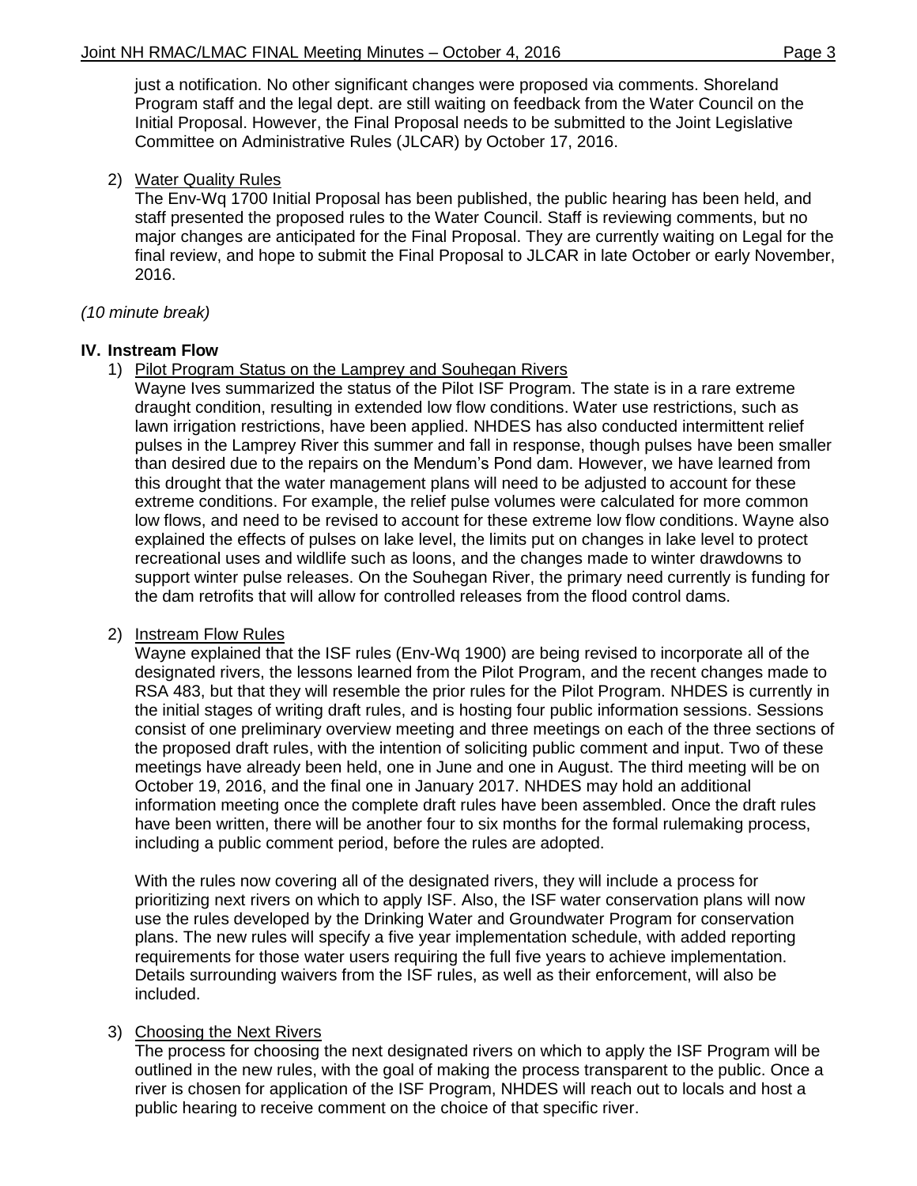just a notification. No other significant changes were proposed via comments. Shoreland Program staff and the legal dept. are still waiting on feedback from the Water Council on the Initial Proposal. However, the Final Proposal needs to be submitted to the Joint Legislative Committee on Administrative Rules (JLCAR) by October 17, 2016.

2) Water Quality Rules
   The Env-Wq 1700 Initial Proposal has been published, the public hearing has been held, and staff presented the proposed rules to the Water Council. Staff is reviewing comments, but no major changes are anticipated for the Final Proposal. They are currently waiting on Legal for the final review, and hope to submit the Final Proposal to JLCAR in late October or early November, 2016.

*(10 minute break)*

## IV. Instream Flow

1) Pilot Program Status on the Lamprey and Souhegan Rivers
   Wayne Ives summarized the status of the Pilot ISF Program. The state is in a rare extreme draught condition, resulting in extended low flow conditions. Water use restrictions, such as lawn irrigation restrictions, have been applied. NHDES has also conducted intermittent relief pulses in the Lamprey River this summer and fall in response, though pulses have been smaller than desired due to the repairs on the Mendum's Pond dam. However, we have learned from this drought that the water management plans will need to be adjusted to account for these extreme conditions. For example, the relief pulse volumes were calculated for more common low flows, and need to be revised to account for these extreme low flow conditions. Wayne also explained the effects of pulses on lake level, the limits put on changes in lake level to protect recreational uses and wildlife such as loons, and the changes made to winter drawdowns to support winter pulse releases. On the Souhegan River, the primary need currently is funding for the dam retrofits that will allow for controlled releases from the flood control dams.

2) Instream Flow Rules
   Wayne explained that the ISF rules (Env-Wq 1900) are being revised to incorporate all of the designated rivers, the lessons learned from the Pilot Program, and the recent changes made to RSA 483, but that they will resemble the prior rules for the Pilot Program. NHDES is currently in the initial stages of writing draft rules, and is hosting four public information sessions. Sessions consist of one preliminary overview meeting and three meetings on each of the three sections of the proposed draft rules, with the intention of soliciting public comment and input. Two of these meetings have already been held, one in June and one in August. The third meeting will be on October 19, 2016, and the final one in January 2017. NHDES may hold an additional information meeting once the complete draft rules have been assembled. Once the draft rules have been written, there will be another four to six months for the formal rulemaking process, including a public comment period, before the rules are adopted.

   With the rules now covering all of the designated rivers, they will include a process for prioritizing next rivers on which to apply ISF. Also, the ISF water conservation plans will now use the rules developed by the Drinking Water and Groundwater Program for conservation plans. The new rules will specify a five year implementation schedule, with added reporting requirements for those water users requiring the full five years to achieve implementation. Details surrounding waivers from the ISF rules, as well as their enforcement, will also be included.

3) Choosing the Next Rivers
   The process for choosing the next designated rivers on which to apply the ISF Program will be outlined in the new rules, with the goal of making the process transparent to the public. Once a river is chosen for application of the ISF Program, NHDES will reach out to locals and host a public hearing to receive comment on the choice of that specific river.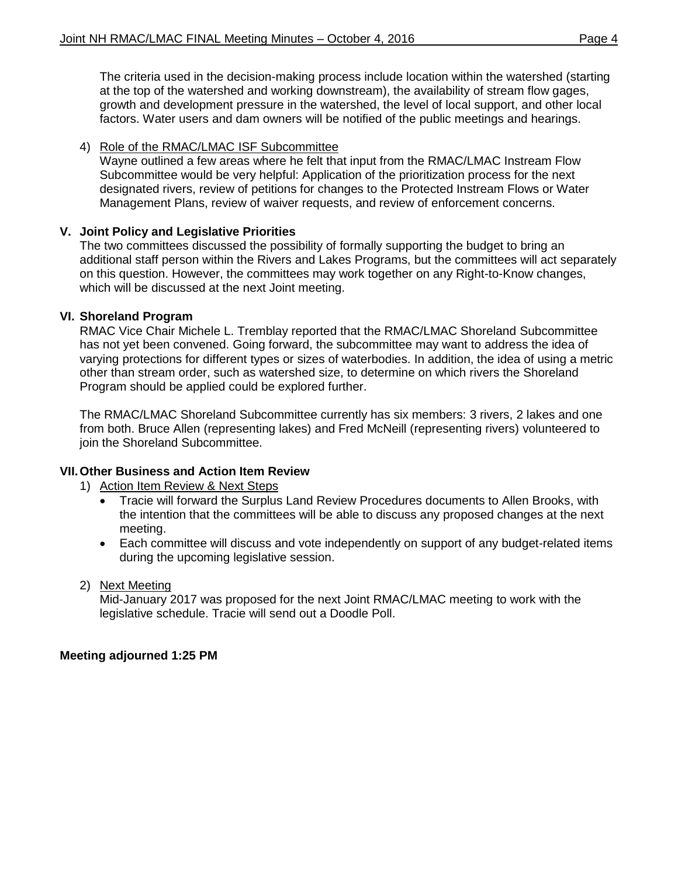The criteria used in the decision-making process include location within the watershed (starting at the top of the watershed and working downstream), the availability of stream flow gages, growth and development pressure in the watershed, the level of local support, and other local factors. Water users and dam owners will be notified of the public meetings and hearings.

4) Role of the RMAC/LMAC ISF Subcommittee
   Wayne outlined a few areas where he felt that input from the RMAC/LMAC Instream Flow Subcommittee would be very helpful: Application of the prioritization process for the next designated rivers, review of petitions for changes to the Protected Instream Flows or Water Management Plans, review of waiver requests, and review of enforcement concerns.

## V. Joint Policy and Legislative Priorities

The two committees discussed the possibility of formally supporting the budget to bring an additional staff person within the Rivers and Lakes Programs, but the committees will act separately on this question. However, the committees may work together on any Right-to-Know changes, which will be discussed at the next Joint meeting.

## VI. Shoreland Program

RMAC Vice Chair Michele L. Tremblay reported that the RMAC/LMAC Shoreland Subcommittee has not yet been convened. Going forward, the subcommittee may want to address the idea of varying protections for different types or sizes of waterbodies. In addition, the idea of using a metric other than stream order, such as watershed size, to determine on which rivers the Shoreland Program should be applied could be explored further.

The RMAC/LMAC Shoreland Subcommittee currently has six members: 3 rivers, 2 lakes and one from both. Bruce Allen (representing lakes) and Fred McNeill (representing rivers) volunteered to join the Shoreland Subcommittee.

## VII. Other Business and Action Item Review

1) Action Item Review & Next Steps
   - Tracie will forward the Surplus Land Review Procedures documents to Allen Brooks, with the intention that the committees will be able to discuss any proposed changes at the next meeting.
   - Each committee will discuss and vote independently on support of any budget-related items during the upcoming legislative session.

2) Next Meeting
   Mid-January 2017 was proposed for the next Joint RMAC/LMAC meeting to work with the legislative schedule. Tracie will send out a Doodle Poll.

**Meeting adjourned 1:25 PM**